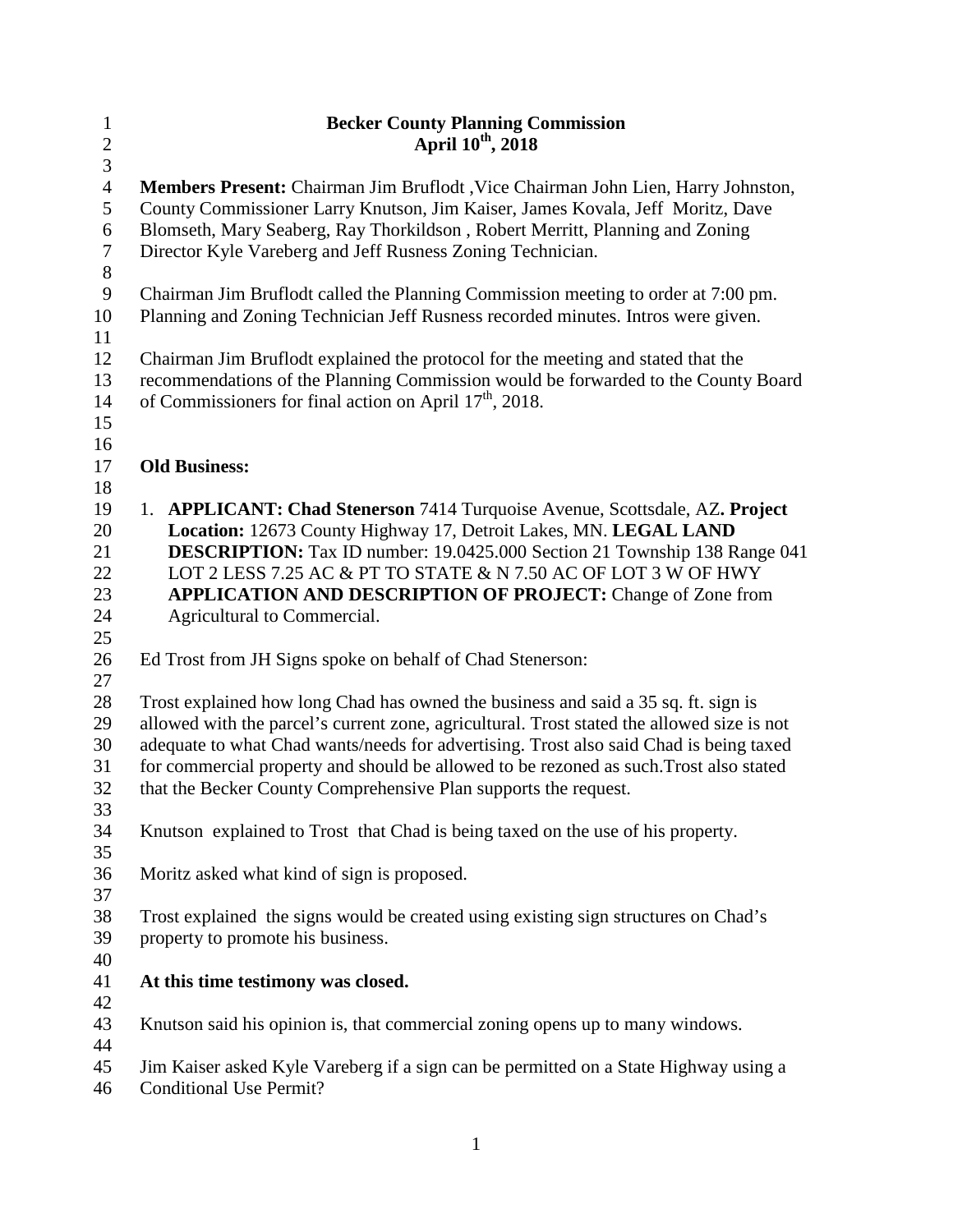# Becker County Planning Commission

## April 10th, 2018

**Members Present:** Chairman Jim Bruflodt ,Vice Chairman John Lien, Harry Johnston, County Commissioner Larry Knutson, Jim Kaiser, James Kovala, Jeff Moritz, Dave Blomseth, Mary Seaberg, Ray Thorkildson , Robert Merritt, Planning and Zoning Director Kyle Vareberg and Jeff Rusness Zoning Technician.

Chairman Jim Bruflodt called the Planning Commission meeting to order at 7:00 pm. Planning and Zoning Technician Jeff Rusness recorded minutes. Intros were given.

Chairman Jim Bruflodt explained the protocol for the meeting and stated that the recommendations of the Planning Commission would be forwarded to the County Board of Commissioners for final action on April 17th, 2018.

**Old Business:**

1. **APPLICANT: Chad Stenerson** 7414 Turquoise Avenue, Scottsdale, AZ**. Project Location:** 12673 County Highway 17, Detroit Lakes, MN. **LEGAL LAND DESCRIPTION:** Tax ID number: 19.0425.000 Section 21 Township 138 Range 041 LOT 2 LESS 7.25 AC & PT TO STATE & N 7.50 AC OF LOT 3 W OF HWY **APPLICATION AND DESCRIPTION OF PROJECT:** Change of Zone from Agricultural to Commercial.

Ed Trost from JH Signs spoke on behalf of Chad Stenerson:

Trost explained how long Chad has owned the business and said a 35 sq. ft. sign is allowed with the parcel's current zone, agricultural. Trost stated the allowed size is not adequate to what Chad wants/needs for advertising. Trost also said Chad is being taxed for commercial property and should be allowed to be rezoned as such.Trost also stated that the Becker County Comprehensive Plan supports the request.

Knutson explained to Trost that Chad is being taxed on the use of his property.

Moritz asked what kind of sign is proposed.

Trost explained the signs would be created using existing sign structures on Chad's property to promote his business.

**At this time testimony was closed.**

Knutson said his opinion is, that commercial zoning opens up to many windows.

Jim Kaiser asked Kyle Vareberg if a sign can be permitted on a State Highway using a Conditional Use Permit?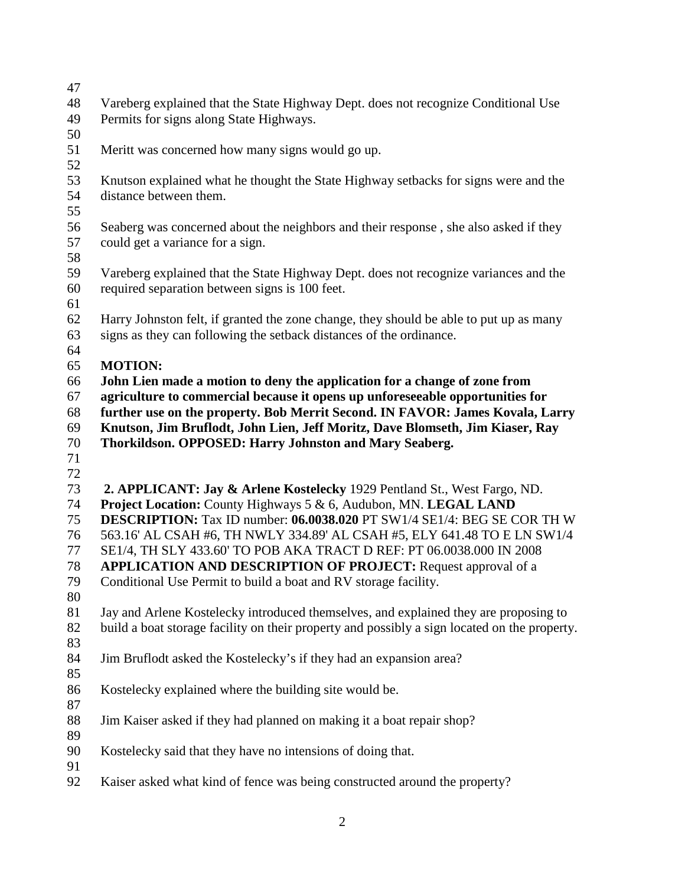Vareberg explained that the State Highway Dept. does not recognize Conditional Use Permits for signs along State Highways.

Meritt was concerned how many signs would go up.

Knutson explained what he thought the State Highway setbacks for signs were and the distance between them.

Seaberg was concerned about the neighbors and their response , she also asked if they could get a variance for a sign.

Vareberg explained that the State Highway Dept. does not recognize variances and the required separation between signs is 100 feet.

Harry Johnston felt, if granted the zone change, they should be able to put up as many signs as they can following the setback distances of the ordinance.

**MOTION:**
**John Lien made a motion to deny the application for a change of zone from agriculture to commercial because it opens up unforeseeable opportunities for further use on the property. Bob Merrit Second. IN FAVOR: James Kovala, Larry Knutson, Jim Bruflodt, John Lien, Jeff Moritz, Dave Blomseth, Jim Kiaser, Ray Thorkildson. OPPOSED: Harry Johnston and Mary Seaberg.**

**2. APPLICANT: Jay & Arlene Kostelecky** 1929 Pentland St., West Fargo, ND. **Project Location:** County Highways 5 & 6, Audubon, MN. **LEGAL LAND DESCRIPTION:** Tax ID number: **06.0038.020** PT SW1/4 SE1/4: BEG SE COR TH W 563.16' AL CSAH #6, TH NWLY 334.89' AL CSAH #5, ELY 641.48 TO E LN SW1/4 SE1/4, TH SLY 433.60' TO POB AKA TRACT D REF: PT 06.0038.000 IN 2008 **APPLICATION AND DESCRIPTION OF PROJECT:** Request approval of a Conditional Use Permit to build a boat and RV storage facility.

Jay and Arlene Kostelecky introduced themselves, and explained they are proposing to build a boat storage facility on their property and possibly a sign located on the property.

Jim Bruflodt asked the Kostelecky's if they had an expansion area?

Kostelecky explained where the building site would be.

Jim Kaiser asked if they had planned on making it a boat repair shop?

Kostelecky said that they have no intensions of doing that.

Kaiser asked what kind of fence was being constructed around the property?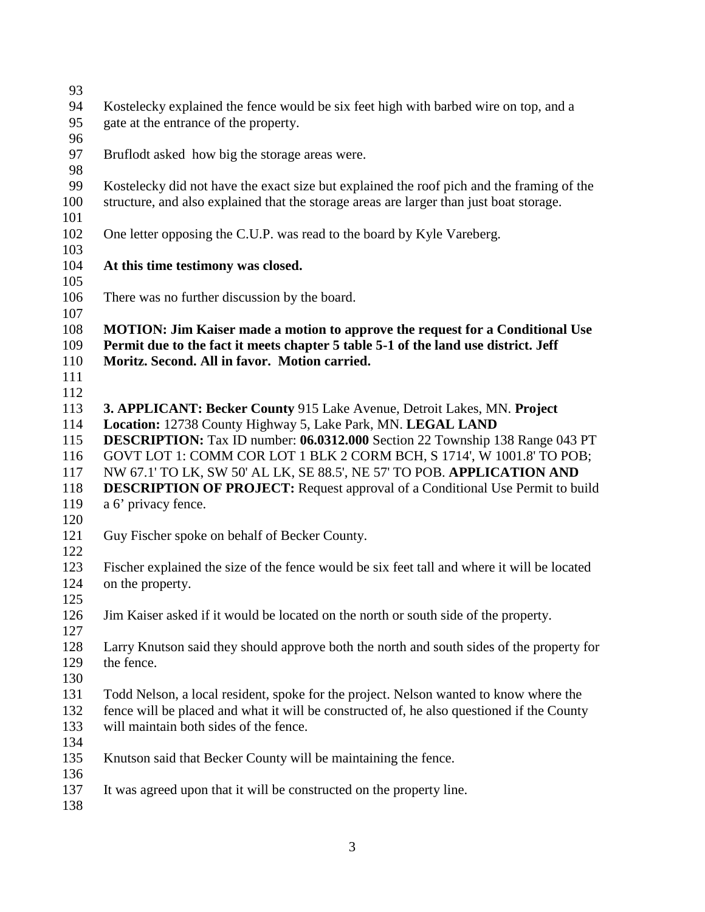Kostelecky explained the fence would be six feet high with barbed wire on top, and a gate at the entrance of the property.

Bruflodt asked  how big the storage areas were.

Kostelecky did not have the exact size but explained the roof pich and the framing of the structure, and also explained that the storage areas are larger than just boat storage.

One letter opposing the C.U.P. was read to the board by Kyle Vareberg.

**At this time testimony was closed.**

There was no further discussion by the board.

**MOTION: Jim Kaiser made a motion to approve the request for a Conditional Use Permit due to the fact it meets chapter 5 table 5-1 of the land use district. Jeff Moritz. Second. All in favor.  Motion carried.**

**3. APPLICANT: Becker County** 915 Lake Avenue, Detroit Lakes, MN. **Project Location:** 12738 County Highway 5, Lake Park, MN. **LEGAL LAND DESCRIPTION:** Tax ID number: **06.0312.000** Section 22 Township 138 Range 043 PT GOVT LOT 1: COMM COR LOT 1 BLK 2 CORM BCH, S 1714', W 1001.8' TO POB; NW 67.1' TO LK, SW 50' AL LK, SE 88.5', NE 57' TO POB. **APPLICATION AND DESCRIPTION OF PROJECT:** Request approval of a Conditional Use Permit to build a 6' privacy fence.

Guy Fischer spoke on behalf of Becker County.

Fischer explained the size of the fence would be six feet tall and where it will be located on the property.

Jim Kaiser asked if it would be located on the north or south side of the property.

Larry Knutson said they should approve both the north and south sides of the property for the fence.

Todd Nelson, a local resident, spoke for the project. Nelson wanted to know where the fence will be placed and what it will be constructed of, he also questioned if the County will maintain both sides of the fence.

Knutson said that Becker County will be maintaining the fence.

It was agreed upon that it will be constructed on the property line.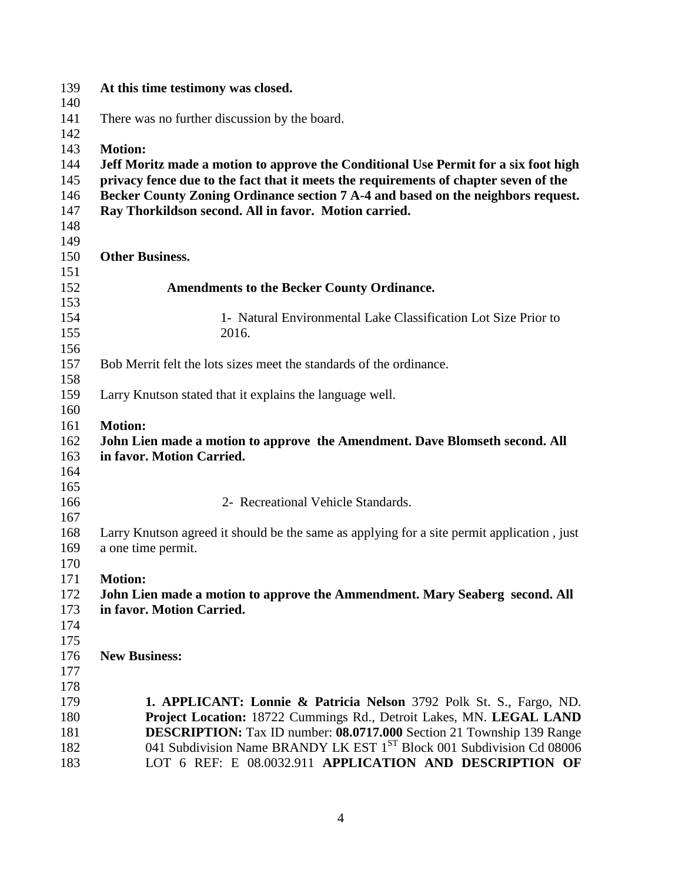**At this time testimony was closed.**

There was no further discussion by the board.

**Motion:**
**Jeff Moritz made a motion to approve the Conditional Use Permit for a six foot high privacy fence due to the fact that it meets the requirements of chapter seven of the Becker County Zoning Ordinance section 7 A-4 and based on the neighbors request. Ray Thorkildson second. All in favor. Motion carried.**

**Other Business.**

**Amendments to the Becker County Ordinance.**

1- Natural Environmental Lake Classification Lot Size Prior to 2016.

Bob Merrit felt the lots sizes meet the standards of the ordinance.

Larry Knutson stated that it explains the language well.

**Motion:**
**John Lien made a motion to approve the Amendment. Dave Blomseth second. All in favor. Motion Carried.**

2- Recreational Vehicle Standards.

Larry Knutson agreed it should be the same as applying for a site permit application , just a one time permit.

**Motion:**
**John Lien made a motion to approve the Ammendment. Mary Seaberg second. All in favor. Motion Carried.**

**New Business:**

**1. APPLICANT: Lonnie & Patricia Nelson** 3792 Polk St. S., Fargo, ND. **Project Location:** 18722 Cummings Rd., Detroit Lakes, MN. **LEGAL LAND DESCRIPTION:** Tax ID number: **08.0717.000** Section 21 Township 139 Range 041 Subdivision Name BRANDY LK EST 1ST Block 001 Subdivision Cd 08006 LOT 6 REF: E 08.0032.911 **APPLICATION AND DESCRIPTION OF**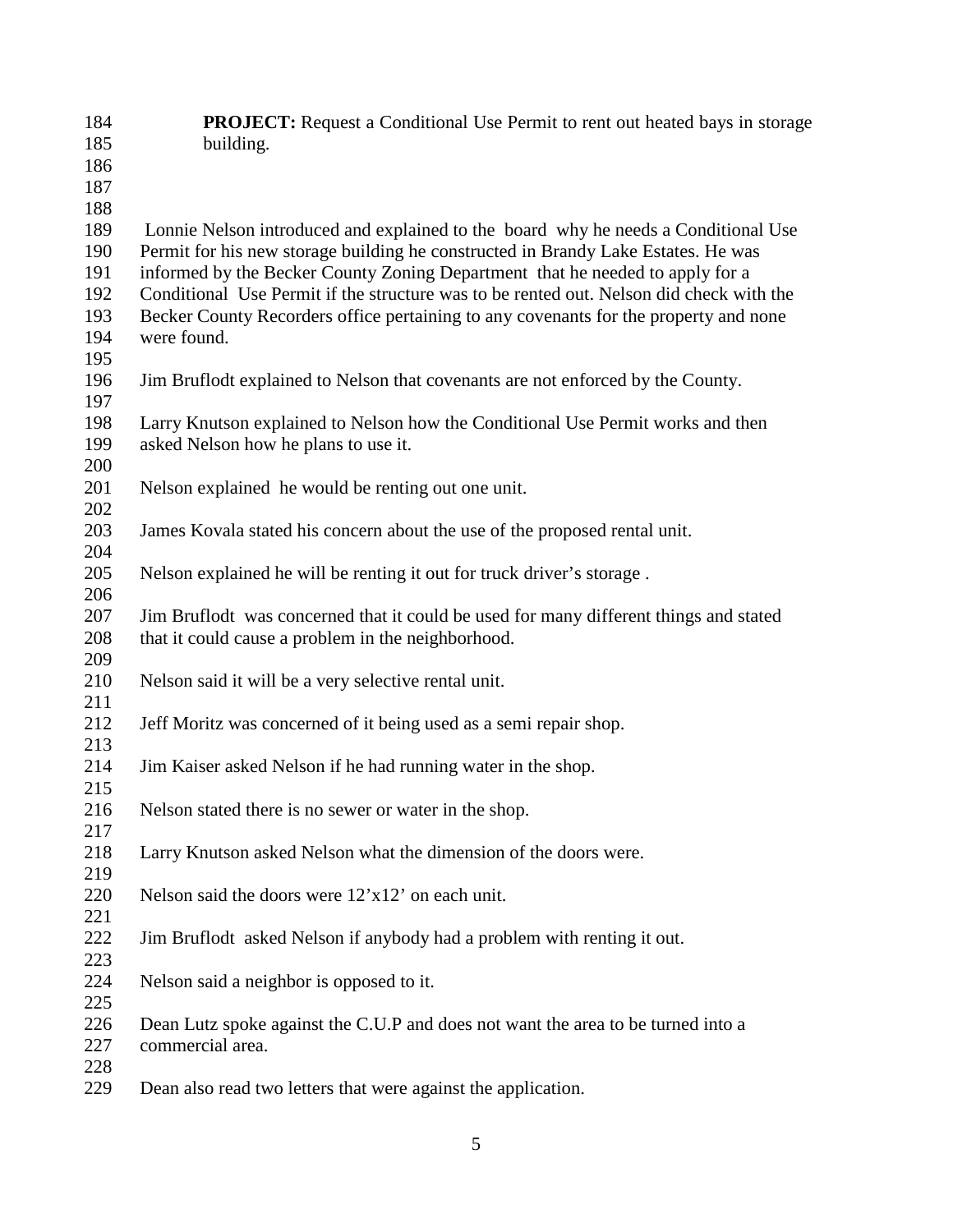**PROJECT:** Request a Conditional Use Permit to rent out heated bays in storage building.

Lonnie Nelson introduced and explained to the board why he needs a Conditional Use Permit for his new storage building he constructed in Brandy Lake Estates. He was informed by the Becker County Zoning Department that he needed to apply for a Conditional Use Permit if the structure was to be rented out. Nelson did check with the Becker County Recorders office pertaining to any covenants for the property and none were found.

Jim Bruflodt explained to Nelson that covenants are not enforced by the County.

Larry Knutson explained to Nelson how the Conditional Use Permit works and then asked Nelson how he plans to use it.

Nelson explained he would be renting out one unit.

James Kovala stated his concern about the use of the proposed rental unit.

Nelson explained he will be renting it out for truck driver's storage .

Jim Bruflodt was concerned that it could be used for many different things and stated that it could cause a problem in the neighborhood.

Nelson said it will be a very selective rental unit.

Jeff Moritz was concerned of it being used as a semi repair shop.

Jim Kaiser asked Nelson if he had running water in the shop.

Nelson stated there is no sewer or water in the shop.

Larry Knutson asked Nelson what the dimension of the doors were.

Nelson said the doors were 12'x12' on each unit.

Jim Bruflodt asked Nelson if anybody had a problem with renting it out.

Nelson said a neighbor is opposed to it.

Dean Lutz spoke against the C.U.P and does not want the area to be turned into a commercial area.

Dean also read two letters that were against the application.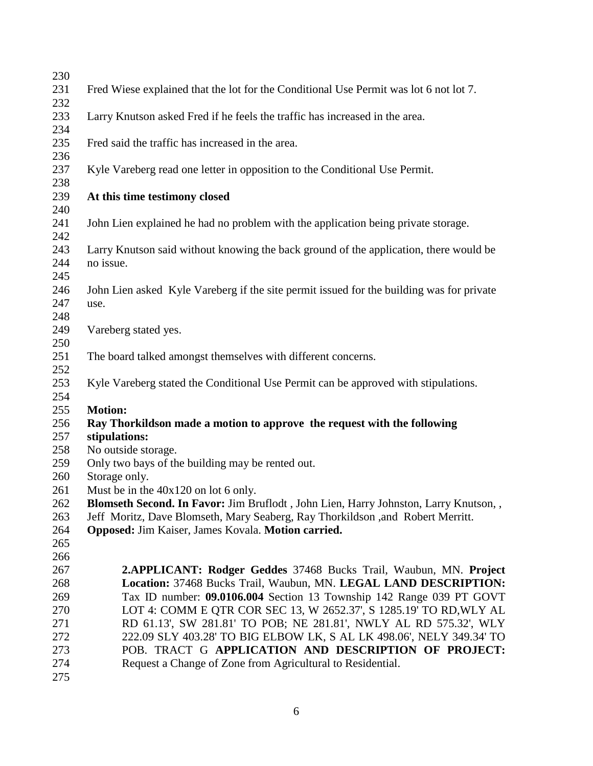Fred Wiese explained that the lot for the Conditional Use Permit was lot 6 not lot 7.

Larry Knutson asked Fred if he feels the traffic has increased in the area.

Fred said the traffic has increased in the area.

Kyle Vareberg read one letter in opposition to the Conditional Use Permit.

**At this time testimony closed**

John Lien explained he had no problem with the application being private storage.

Larry Knutson said without knowing the back ground of the application, there would be no issue.

John Lien asked Kyle Vareberg if the site permit issued for the building was for private use.

Vareberg stated yes.

The board talked amongst themselves with different concerns.

Kyle Vareberg stated the Conditional Use Permit can be approved with stipulations.

**Motion:**
**Ray Thorkildson made a motion to approve the request with the following stipulations:**
No outside storage.
Only two bays of the building may be rented out.
Storage only.
Must be in the 40x120 on lot 6 only.
**Blomseth Second. In Favor:** Jim Bruflodt , John Lien, Harry Johnston, Larry Knutson, , Jeff Moritz, Dave Blomseth, Mary Seaberg, Ray Thorkildson ,and Robert Merritt.
**Opposed:** Jim Kaiser, James Kovala. **Motion carried.**

**2.APPLICANT: Rodger Geddes** 37468 Bucks Trail, Waubun, MN. **Project Location:** 37468 Bucks Trail, Waubun, MN. **LEGAL LAND DESCRIPTION:** Tax ID number: **09.0106.004** Section 13 Township 142 Range 039 PT GOVT LOT 4: COMM E QTR COR SEC 13, W 2652.37', S 1285.19' TO RD,WLY AL RD 61.13', SW 281.81' TO POB; NE 281.81', NWLY AL RD 575.32', WLY 222.09 SLY 403.28' TO BIG ELBOW LK, S AL LK 498.06', NELY 349.34' TO POB. TRACT G **APPLICATION AND DESCRIPTION OF PROJECT:** Request a Change of Zone from Agricultural to Residential.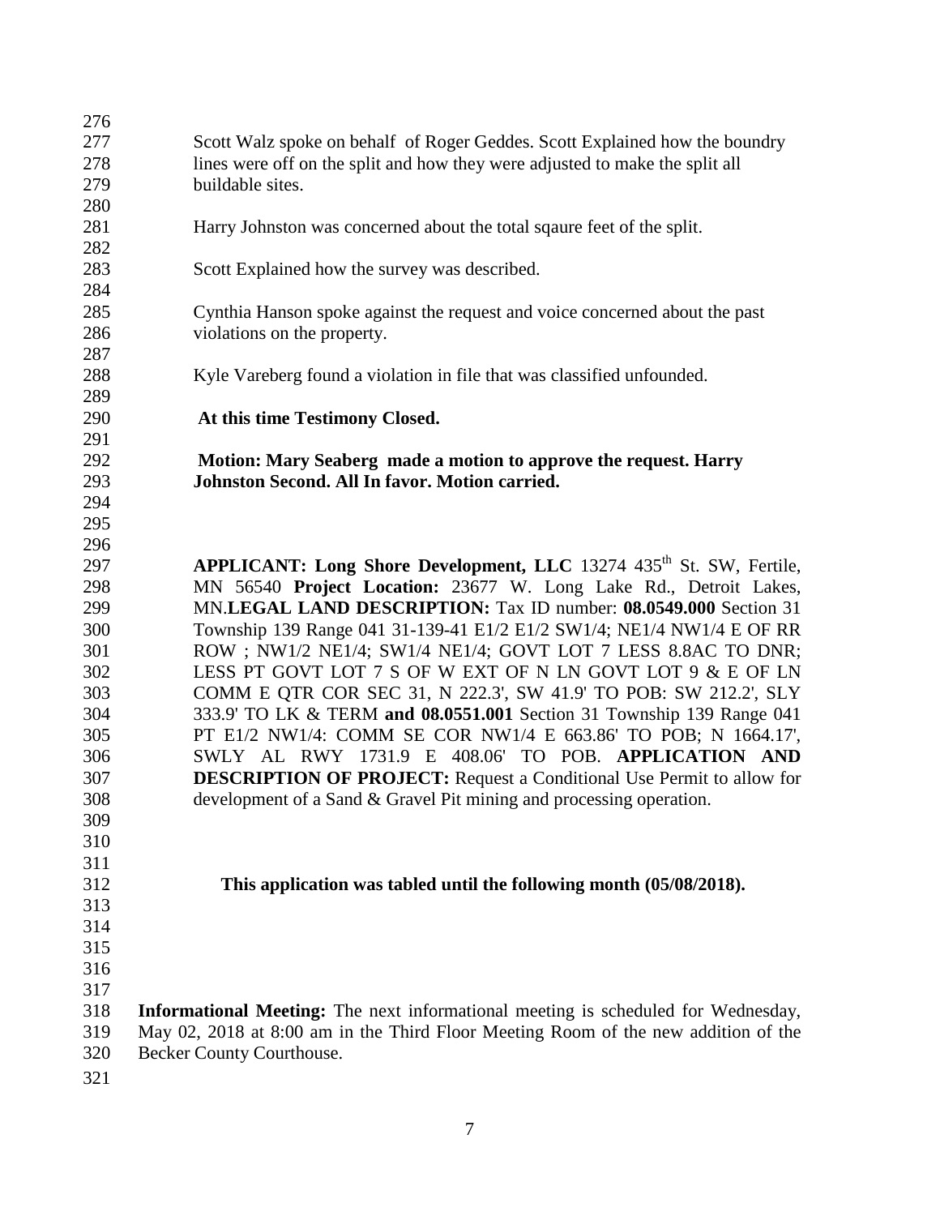Scott Walz spoke on behalf of Roger Geddes. Scott Explained how the boundry lines were off on the split and how they were adjusted to make the split all buildable sites.

Harry Johnston was concerned about the total sqaure feet of the split.

Scott Explained how the survey was described.

Cynthia Hanson spoke against the request and voice concerned about the past violations on the property.

Kyle Vareberg found a violation in file that was classified unfounded.

**At this time Testimony Closed.**

**Motion: Mary Seaberg made a motion to approve the request. Harry Johnston Second. All In favor. Motion carried.**

**APPLICANT: Long Shore Development, LLC** 13274 435th St. SW, Fertile, MN 56540 **Project Location:** 23677 W. Long Lake Rd., Detroit Lakes, MN.**LEGAL LAND DESCRIPTION:** Tax ID number: **08.0549.000** Section 31 Township 139 Range 041 31-139-41 E1/2 E1/2 SW1/4; NE1/4 NW1/4 E OF RR ROW ; NW1/2 NE1/4; SW1/4 NE1/4; GOVT LOT 7 LESS 8.8AC TO DNR; LESS PT GOVT LOT 7 S OF W EXT OF N LN GOVT LOT 9 & E OF LN COMM E QTR COR SEC 31, N 222.3', SW 41.9' TO POB: SW 212.2', SLY 333.9' TO LK & TERM **and 08.0551.001** Section 31 Township 139 Range 041 PT E1/2 NW1/4: COMM SE COR NW1/4 E 663.86' TO POB; N 1664.17', SWLY AL RWY 1731.9 E 408.06' TO POB. **APPLICATION AND DESCRIPTION OF PROJECT:** Request a Conditional Use Permit to allow for development of a Sand & Gravel Pit mining and processing operation.

**This application was tabled until the following month (05/08/2018).**

**Informational Meeting:** The next informational meeting is scheduled for Wednesday, May 02, 2018 at 8:00 am in the Third Floor Meeting Room of the new addition of the Becker County Courthouse.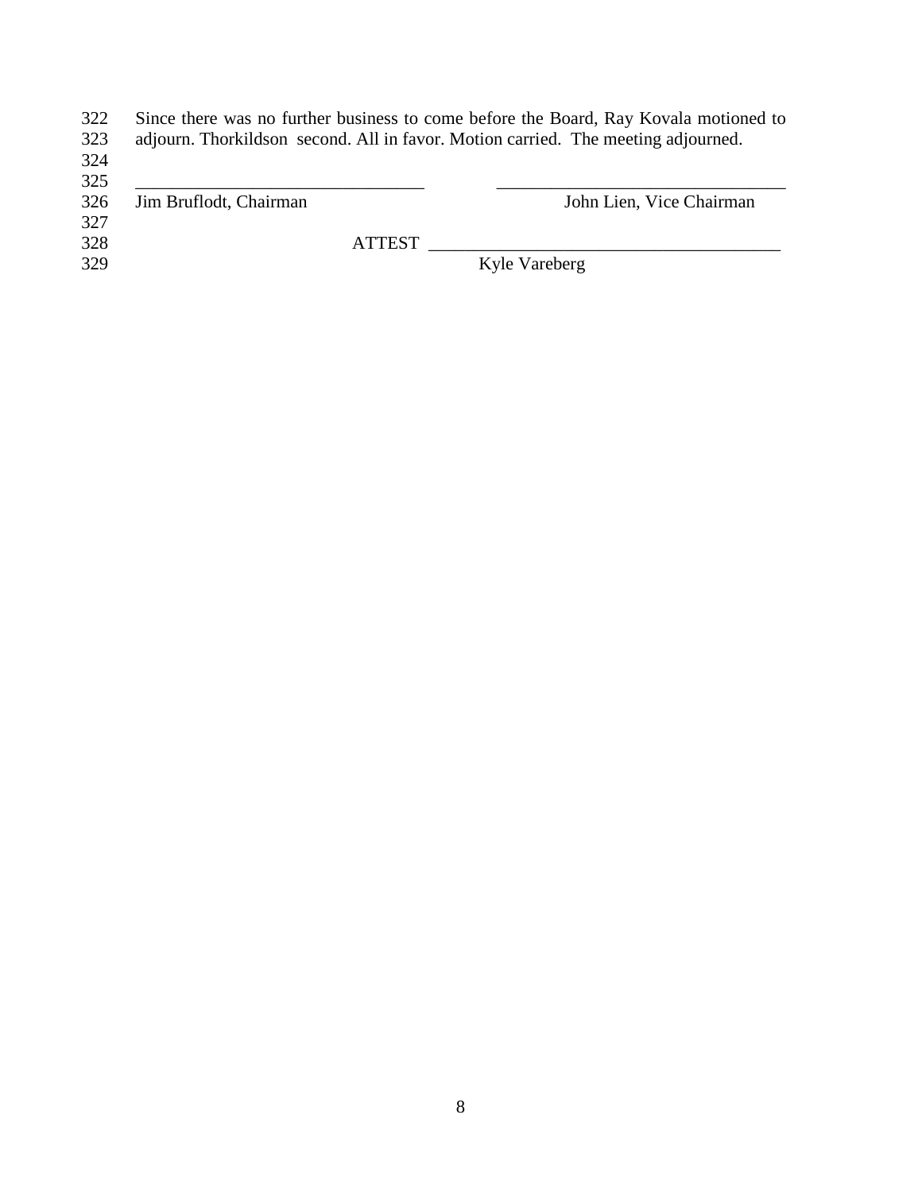Since there was no further business to come before the Board, Ray Kovala motioned to adjourn. Thorkildson second. All in favor. Motion carried. The meeting adjourned.

_______________________________ _______________________________

Jim Bruflodt, Chairman John Lien, Vice Chairman

ATTEST _______________________________________

Kyle Vareberg